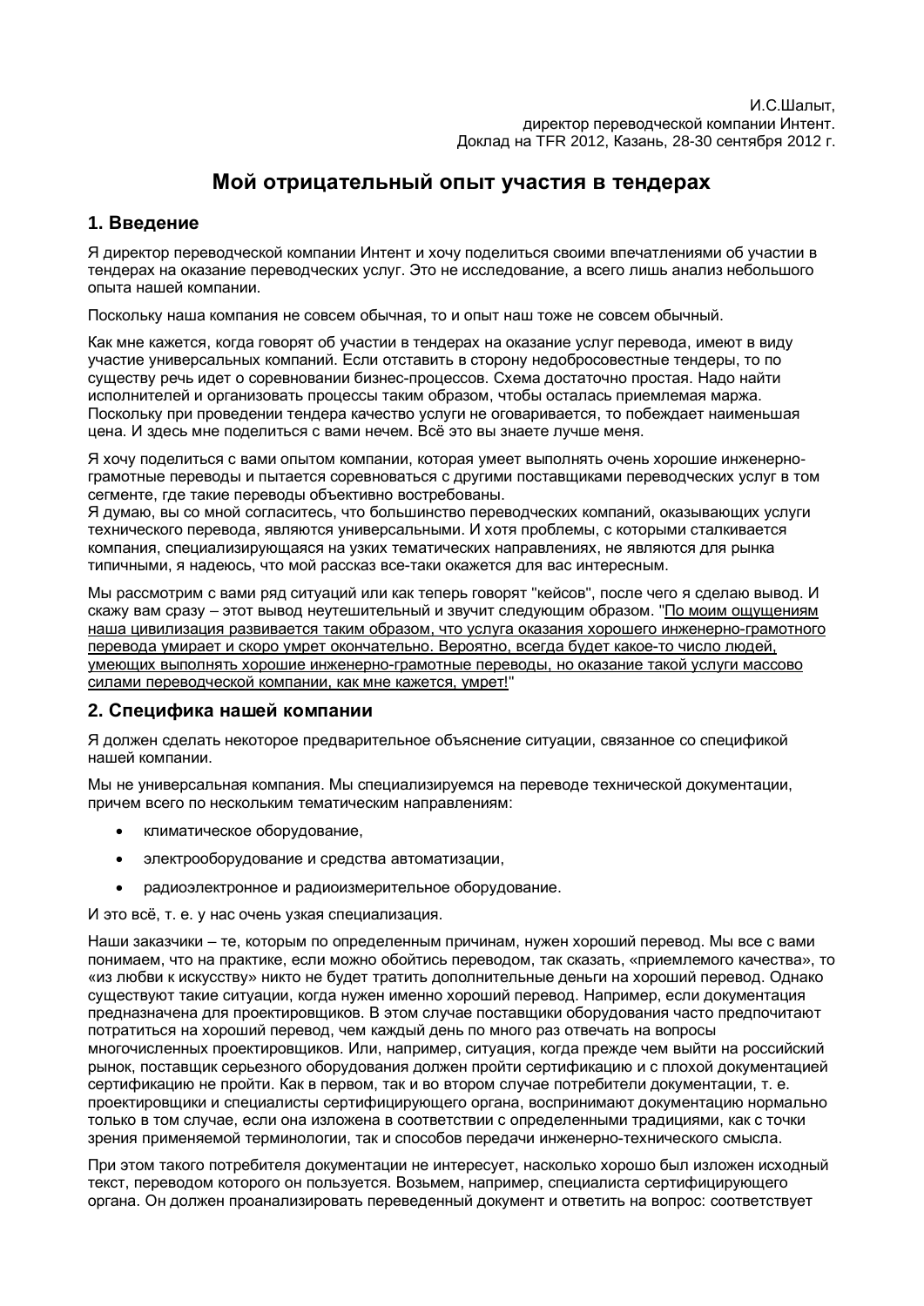И.С.Шалыт,
директор переводческой компании Интент.
Доклад на TFR 2012, Казань, 28-30 сентября 2012 г.

# Мой отрицательный опыт участия в тендерах

## 1. Введение

Я директор переводческой компании Интент и хочу поделиться своими впечатлениями об участии в тендерах на оказание переводческих услуг. Это не исследование, а всего лишь анализ небольшого опыта нашей компании.

Поскольку наша компания не совсем обычная, то и опыт наш тоже не совсем обычный.

Как мне кажется, когда говорят об участии в тендерах на оказание услуг перевода, имеют в виду участие универсальных компаний. Если отставить в сторону недобросовестные тендеры, то по существу речь идет о соревновании бизнес-процессов. Схема достаточно простая. Надо найти исполнителей и организовать процессы таким образом, чтобы осталась приемлемая маржа. Поскольку при проведении тендера качество услуги не оговаривается, то побеждает наименьшая цена. И здесь мне поделиться с вами нечем. Всё это вы знаете лучше меня.

Я хочу поделиться с вами опытом компании, которая умеет выполнять очень хорошие инженерно-грамотные переводы и пытается соревноваться с другими поставщиками переводческих услуг в том сегменте, где такие переводы объективно востребованы.
Я думаю, вы со мной согласитесь, что большинство переводческих компаний, оказывающих услуги технического перевода, являются универсальными. И хотя проблемы, с которыми сталкивается компания, специализирующаяся на узких тематических направлениях, не являются для рынка типичными, я надеюсь, что мой рассказ все-таки окажется для вас интересным.

Мы рассмотрим с вами ряд ситуаций или как теперь говорят "кейсов", после чего я сделаю вывод. И скажу вам сразу – этот вывод неутешительный и звучит следующим образом. "По моим ощущениям наша цивилизация развивается таким образом, что услуга оказания хорошего инженерно-грамотного перевода умирает и скоро умрет окончательно. Вероятно, всегда будет какое-то число людей, умеющих выполнять хорошие инженерно-грамотные переводы, но оказание такой услуги массово силами переводческой компании, как мне кажется, умрет!"

## 2. Специфика нашей компании

Я должен сделать некоторое предварительное объяснение ситуации, связанное со спецификой нашей компании.

Мы не универсальная компания. Мы специализируемся на переводе технической документации, причем всего по нескольким тематическим направлениям:

- климатическое оборудование,
- электрооборудование и средства автоматизации,
- радиоэлектронное и радиоизмерительное оборудование.

И это всё, т. е. у нас очень узкая специализация.

Наши заказчики – те, которым по определенным причинам, нужен хороший перевод. Мы все с вами понимаем, что на практике, если можно обойтись переводом, так сказать, «приемлемого качества», то «из любви к искусству» никто не будет тратить дополнительные деньги на хороший перевод. Однако существуют такие ситуации, когда нужен именно хороший перевод. Например, если документация предназначена для проектировщиков. В этом случае поставщики оборудования часто предпочитают потратиться на хороший перевод, чем каждый день по много раз отвечать на вопросы многочисленных проектировщиков. Или, например, ситуация, когда прежде чем выйти на российский рынок, поставщик серьезного оборудования должен пройти сертификацию и с плохой документацией сертификацию не пройти. Как в первом, так и во втором случае потребители документации, т. е. проектировщики и специалисты сертифицирующего органа, воспринимают документацию нормально только в том случае, если она изложена в соответствии с определенными традициями, как с точки зрения применяемой терминологии, так и способов передачи инженерно-технического смысла.

При этом такого потребителя документации не интересует, насколько хорошо был изложен исходный текст, переводом которого он пользуется. Возьмем, например, специалиста сертифицирующего органа. Он должен проанализировать переведенный документ и ответить на вопрос: соответствует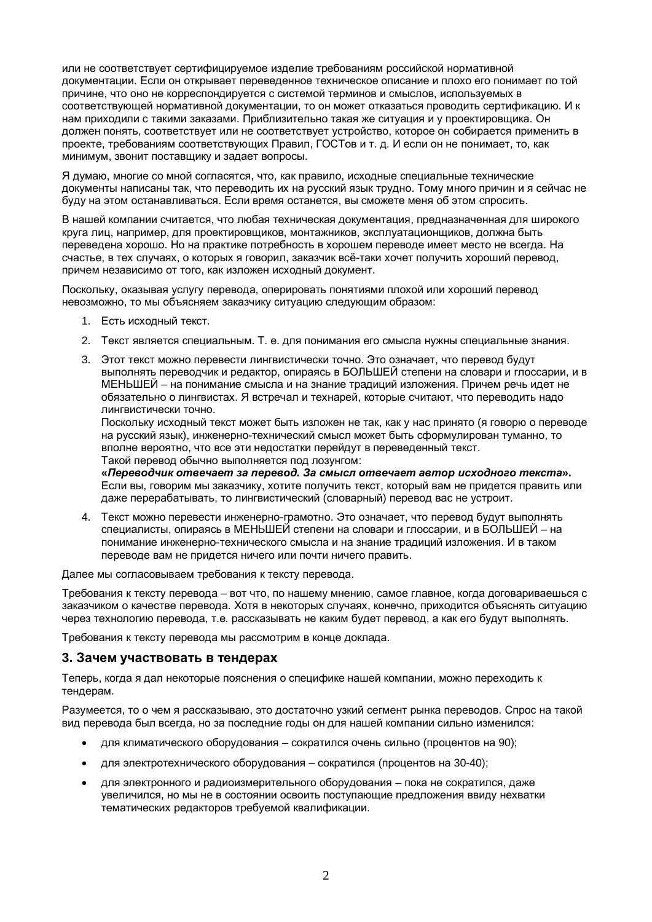или не соответствует сертифицируемое изделие требованиям российской нормативной документации. Если он открывает переведенное техническое описание и плохо его понимает по той причине, что оно не корреспондируется с системой терминов и смыслов, используемых в соответствующей нормативной документации, то он может отказаться проводить сертификацию. И к нам приходили с такими заказами. Приблизительно такая же ситуация и у проектировщика. Он должен понять, соответствует или не соответствует устройство, которое он собирается применить в проекте, требованиям соответствующих Правил, ГОСТов и т. д. И если он не понимает, то, как минимум, звонит поставщику и задает вопросы.

Я думаю, многие со мной согласятся, что, как правило, исходные специальные технические документы написаны так, что переводить их на русский язык трудно. Тому много причин и я сейчас не буду на этом останавливаться. Если время останется, вы сможете меня об этом спросить.

В нашей компании считается, что любая техническая документация, предназначенная для широкого круга лиц, например, для проектировщиков, монтажников, эксплуатационщиков, должна быть переведена хорошо. Но на практике потребность в хорошем переводе имеет место не всегда. На счастье, в тех случаях, о которых я говорил, заказчик всё-таки хочет получить хороший перевод, причем независимо от того, как изложен исходный документ.

Поскольку, оказывая услугу перевода, оперировать понятиями плохой или хороший перевод невозможно, то мы объясняем заказчику ситуацию следующим образом:

1. Есть исходный текст.
2. Текст является специальным. Т. е. для понимания его смысла нужны специальные знания.
3. Этот текст можно перевести лингвистически точно. Это означает, что перевод будут выполнять переводчик и редактор, опираясь в БОЛЬШЕЙ степени на словари и глоссарии, и в МЕНЬШЕЙ – на понимание смысла и на знание традиций изложения. Причем речь идет не обязательно о лингвистах. Я встречал и технарей, которые считают, что переводить надо лингвистически точно.
   Поскольку исходный текст может быть изложен не так, как у нас принято (я говорю о переводе на русский язык), инженерно-технический смысл может быть сформулирован туманно, то вполне вероятно, что все эти недостатки перейдут в переведенный текст.
   Такой перевод обычно выполняется под лозунгом:
   **«*Переводчик отвечает за перевод. За смысл отвечает автор исходного текста*».**
   Если вы, говорим мы заказчику, хотите получить текст, который вам не придется править или даже перерабатывать, то лингвистический (словарный) перевод вас не устроит.
4. Текст можно перевести инженерно-грамотно. Это означает, что перевод будут выполнять специалисты, опираясь в МЕНЬШЕЙ степени на словари и глоссарии, и в БОЛЬШЕЙ – на понимание инженерно-технического смысла и на знание традиций изложения. И в таком переводе вам не придется ничего или почти ничего править.

Далее мы согласовываем требования к тексту перевода.

Требования к тексту перевода – вот что, по нашему мнению, самое главное, когда договариваешься с заказчиком о качестве перевода. Хотя в некоторых случаях, конечно, приходится объяснять ситуацию через технологию перевода, т.е. рассказывать не каким будет перевод, а как его будут выполнять.

Требования к тексту перевода мы рассмотрим в конце доклада.

## 3. Зачем участвовать в тендерах

Теперь, когда я дал некоторые пояснения о специфике нашей компании, можно переходить к тендерам.

Разумеется, то о чем я рассказываю, это достаточно узкий сегмент рынка переводов. Спрос на такой вид перевода был всегда, но за последние годы он для нашей компании сильно изменился:

- для климатического оборудования – сократился очень сильно (процентов на 90);
- для электротехнического оборудования – сократился (процентов на 30-40);
- для электронного и радиоизмерительного оборудования – пока не сократился, даже увеличился, но мы не в состоянии освоить поступающие предложения ввиду нехватки тематических редакторов требуемой квалификации.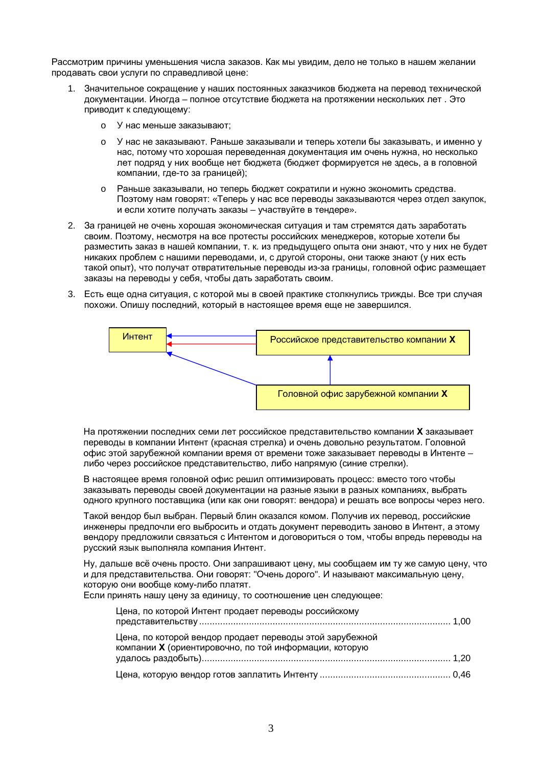Рассмотрим причины уменьшения числа заказов. Как мы увидим, дело не только в нашем желании продавать свои услуги по справедливой цене:

1. Значительное сокращение у наших постоянных заказчиков бюджета на перевод технической документации. Иногда – полное отсутствие бюджета на протяжении нескольких лет . Это приводит к следующему:
   - У нас меньше заказывают;
   - У нас не заказывают. Раньше заказывали и теперь хотели бы заказывать, и именно у нас, потому что хорошая переведенная документация им очень нужна, но несколько лет подряд у них вообще нет бюджета (бюджет формируется не здесь, а в головной компании, где-то за границей);
   - Раньше заказывали, но теперь бюджет сократили и нужно экономить средства. Поэтому нам говорят: «Теперь у нас все переводы заказываются через отдел закупок, и если хотите получать заказы – участвуйте в тендере».
2. За границей не очень хорошая экономическая ситуация и там стремятся дать заработать своим. Поэтому, несмотря на все протесты российских менеджеров, которые хотели бы разместить заказ в нашей компании, т. к. из предыдущего опыта они знают, что у них не будет никаких проблем с нашими переводами, и, с другой стороны, они также знают (у них есть такой опыт), что получат отвратительные переводы из-за границы, головной офис размещает заказы на переводы у себя, чтобы дать заработать своим.
3. Есть еще одна ситуация, с которой мы в своей практике столкнулись трижды. Все три случая похожи. Опишу последний, который в настоящее время еще не завершился.

Интент

Российское представительство компании **X**

Головной офис зарубежной компании **X**

На протяжении последних семи лет российское представительство компании **X** заказывает переводы в компании Интент (красная стрелка) и очень довольно результатом. Головной офис этой зарубежной компании время от времени тоже заказывает переводы в Интенте – либо через российское представительство, либо напрямую (синие стрелки).

В настоящее время головной офис решил оптимизировать процесс: вместо того чтобы заказывать переводы своей документации на разные языки в разных компаниях, выбрать одного крупного поставщика (или как они говорят: вендора) и решать все вопросы через него.

Такой вендор был выбран. Первый блин оказался комом. Получив их перевод, российские инженеры предпочли его выбросить и отдать документ переводить заново в Интент, а этому вендору предложили связаться с Интентом и договориться о том, чтобы впредь переводы на русский язык выполняла компания Интент.

Ну, дальше всё очень просто. Они запрашивают цену, мы сообщаем им ту же самую цену, что и для представительства. Они говорят: "Очень дорого". И называют максимальную цену, которую они вообще кому-либо платят.
Если принять нашу цену за единицу, то соотношение цен следующее:

| | |
|---|---|
| Цена, по которой Интент продает переводы российскому представительству | 1,00 |
| Цена, по которой вендор продает переводы этой зарубежной компании **X** (ориентировочно, по той информации, которую удалось раздобыть) | 1,20 |
| Цена, которую вендор готов заплатить Интенту | 0,46 |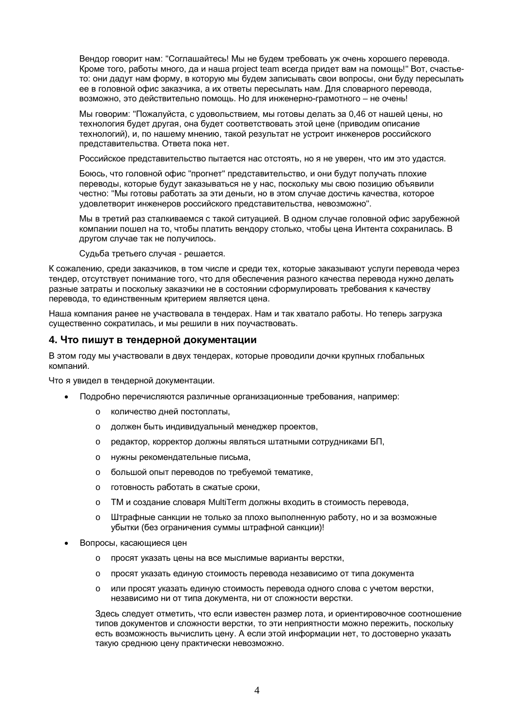Вендор говорит нам: "Соглашайтесь! Мы не будем требовать уж очень хорошего перевода. Кроме того, работы много, да и наша project team всегда придет вам на помощь!" Вот, счастье-то: они дадут нам форму, в которую мы будем записывать свои вопросы, они буду пересылать ее в головной офис заказчика, а их ответы пересылать нам. Для словарного перевода, возможно, это действительно помощь. Но для инженерно-грамотного – не очень!

Мы говорим: "Пожалуйста, с удовольствием, мы готовы делать за 0,46 от нашей цены, но технология будет другая, она будет соответствовать этой цене (приводим описание технологий), и, по нашему мнению, такой результат не устроит инженеров российского представительства. Ответа пока нет.

Российское представительство пытается нас отстоять, но я не уверен, что им это удастся.

Боюсь, что головной офис "прогнет" представительство, и они будут получать плохие переводы, которые будут заказываться не у нас, поскольку мы свою позицию объявили честно: "Мы готовы работать за эти деньги, но в этом случае достичь качества, которое удовлетворит инженеров российского представительства, невозможно".

Мы в третий раз сталкиваемся с такой ситуацией. В одном случае головной офис зарубежной компании пошел на то, чтобы платить вендору столько, чтобы цена Интента сохранилась. В другом случае так не получилось.

Судьба третьего случая - решается.

К сожалению, среди заказчиков, в том числе и среди тех, которые заказывают услуги перевода через тендер, отсутствует понимание того, что для обеспечения разного качества перевода нужно делать разные затраты и поскольку заказчики не в состоянии сформулировать требования к качеству перевода, то единственным критерием является цена.

Наша компания ранее не участвовала в тендерах. Нам и так хватало работы. Но теперь загрузка существенно сократилась, и мы решили в них поучаствовать.

## 4. Что пишут в тендерной документации

В этом году мы участвовали в двух тендерах, которые проводили дочки крупных глобальных компаний.

Что я увидел в тендерной документации.

- Подробно перечисляются различные организационные требования, например:
  - количество дней постоплаты,
  - должен быть индивидуальный менеджер проектов,
  - редактор, корректор должны являться штатными сотрудниками БП,
  - нужны рекомендательные письма,
  - большой опыт переводов по требуемой тематике,
  - готовность работать в сжатые сроки,
  - ТМ и создание словаря MultiTerm должны входить в стоимость перевода,
  - Штрафные санкции не только за плохо выполненную работу, но и за возможные убытки (без ограничения суммы штрафной санкции)!
- Вопросы, касающиеся цен
  - просят указать цены на все мыслимые варианты верстки,
  - просят указать единую стоимость перевода независимо от типа документа
  - или просят указать единую стоимость перевода одного слова с учетом верстки, независимо ни от типа документа, ни от сложности верстки.

  Здесь следует отметить, что если известен размер лота, и ориентировочное соотношение типов документов и сложности верстки, то эти неприятности можно пережить, поскольку есть возможность вычислить цену. А если этой информации нет, то достоверно указать такую среднюю цену практически невозможно.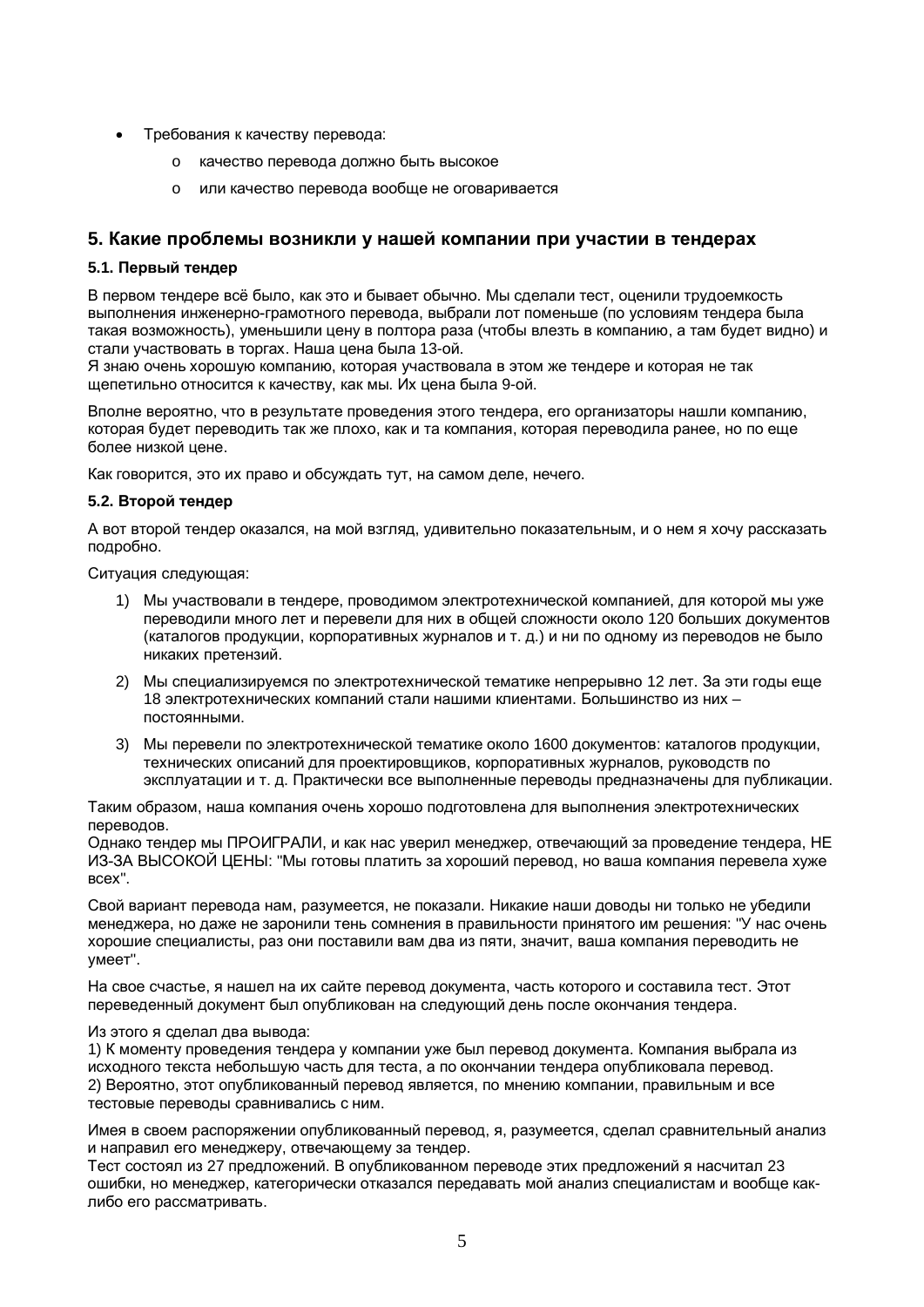- Требования к качеству перевода:
  - качество перевода должно быть высокое
  - или качество перевода вообще не оговаривается

## 5. Какие проблемы возникли у нашей компании при участии в тендерах

### 5.1. Первый тендер

В первом тендере всё было, как это и бывает обычно. Мы сделали тест, оценили трудоемкость выполнения инженерно-грамотного перевода, выбрали лот поменьше (по условиям тендера была такая возможность), уменьшили цену в полтора раза (чтобы влезть в компанию, а там будет видно) и стали участвовать в торгах. Наша цена была 13-ой.
Я знаю очень хорошую компанию, которая участвовала в этом же тендере и которая не так щепетильно относится к качеству, как мы. Их цена была 9-ой.

Вполне вероятно, что в результате проведения этого тендера, его организаторы нашли компанию, которая будет переводить так же плохо, как и та компания, которая переводила ранее, но по еще более низкой цене.

Как говорится, это их право и обсуждать тут, на самом деле, нечего.

### 5.2. Второй тендер

А вот второй тендер оказался, на мой взгляд, удивительно показательным, и о нем я хочу рассказать подробно.

Ситуация следующая:

1) Мы участвовали в тендере, проводимом электротехнической компанией, для которой мы уже переводили много лет и перевели для них в общей сложности около 120 больших документов (каталогов продукции, корпоративных журналов и т. д.) и ни по одному из переводов не было никаких претензий.
2) Мы специализируемся по электротехнической тематике непрерывно 12 лет. За эти годы еще 18 электротехнических компаний стали нашими клиентами. Большинство из них – постоянными.
3) Мы перевели по электротехнической тематике около 1600 документов: каталогов продукции, технических описаний для проектировщиков, корпоративных журналов, руководств по эксплуатации и т. д. Практически все выполненные переводы предназначены для публикации.

Таким образом, наша компания очень хорошо подготовлена для выполнения электротехнических переводов.
Однако тендер мы ПРОИГРАЛИ, и как нас уверил менеджер, отвечающий за проведение тендера, НЕ ИЗ-ЗА ВЫСОКОЙ ЦЕНЫ: "Мы готовы платить за хороший перевод, но ваша компания перевела хуже всех".

Свой вариант перевода нам, разумеется, не показали. Никакие наши доводы ни только не убедили менеджера, но даже не заронили тень сомнения в правильности принятого им решения: "У нас очень хорошие специалисты, раз они поставили вам два из пяти, значит, ваша компания переводить не умеет".

На свое счастье, я нашел на их сайте перевод документа, часть которого и составила тест. Этот переведенный документ был опубликован на следующий день после окончания тендера.

Из этого я сделал два вывода:
1) К моменту проведения тендера у компании уже был перевод документа. Компания выбрала из исходного текста небольшую часть для теста, а по окончании тендера опубликовала перевод.
2) Вероятно, этот опубликованный перевод является, по мнению компании, правильным и все тестовые переводы сравнивались с ним.

Имея в своем распоряжении опубликованный перевод, я, разумеется, сделал сравнительный анализ и направил его менеджеру, отвечающему за тендер.
Тест состоял из 27 предложений. В опубликованном переводе этих предложений я насчитал 23 ошибки, но менеджер, категорически отказался передавать мой анализ специалистам и вообще как-либо его рассматривать.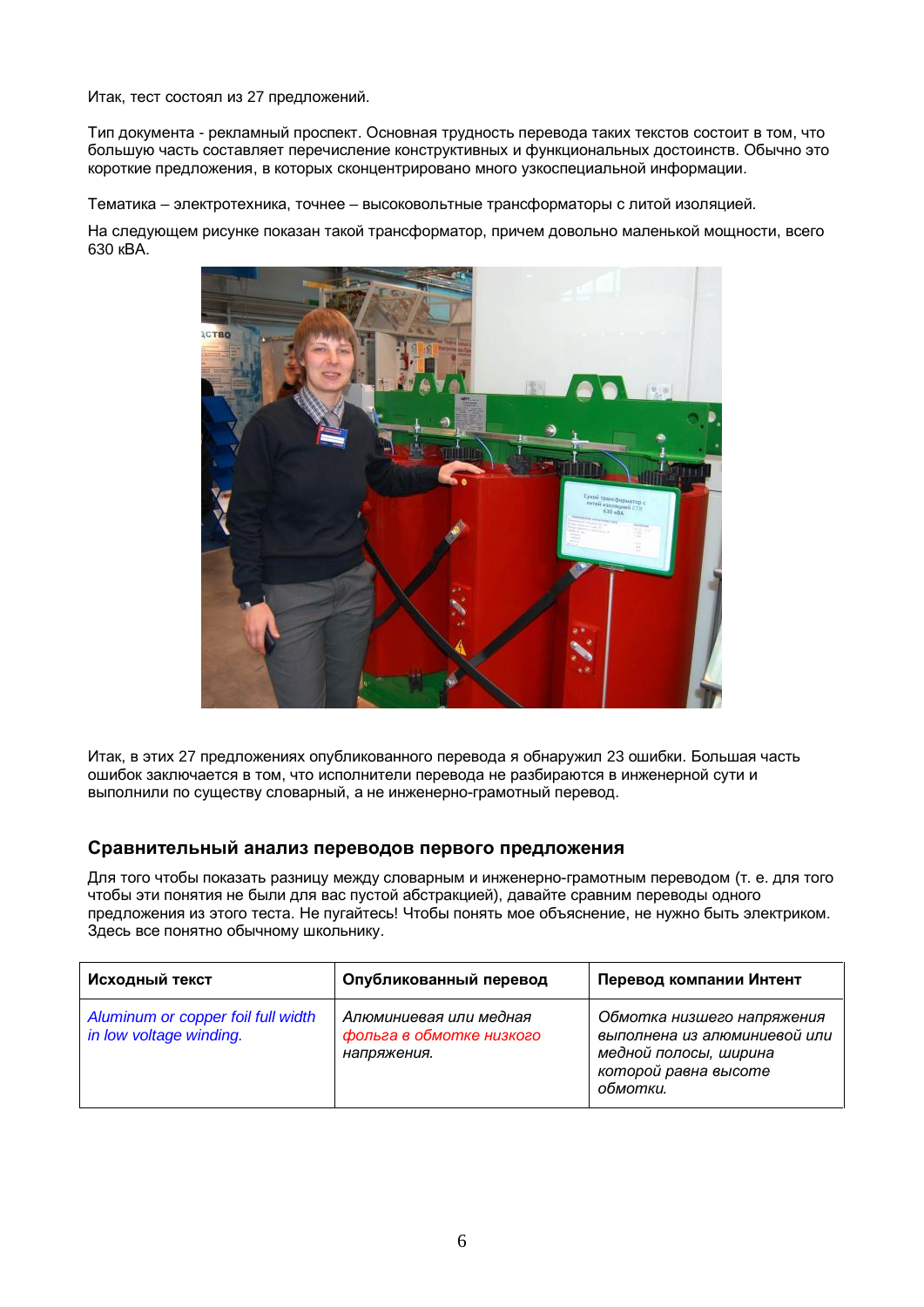Итак, тест состоял из 27 предложений.

Тип документа - рекламный проспект. Основная трудность перевода таких текстов состоит в том, что большую часть составляет перечисление конструктивных и функциональных достоинств. Обычно это короткие предложения, в которых сконцентрировано много узкоспециальной информации.

Тематика – электротехника, точнее – высоковольтные трансформаторы с литой изоляцией.

На следующем рисунке показан такой трансформатор, причем довольно маленькой мощности, всего 630 кВА.

Итак, в этих 27 предложениях опубликованного перевода я обнаружил 23 ошибки. Большая часть ошибок заключается в том, что исполнители перевода не разбираются в инженерной сути и выполнили по существу словарный, а не инженерно-грамотный перевод.

## Сравнительный анализ переводов первого предложения

Для того чтобы показать разницу между словарным и инженерно-грамотным переводом (т. е. для того чтобы эти понятия не были для вас пустой абстракцией), давайте сравним переводы одного предложения из этого теста. Не пугайтесь! Чтобы понять мое объяснение, не нужно быть электриком. Здесь все понятно обычному школьнику.

| Исходный текст | Опубликованный перевод | Перевод компании Интент |
| --- | --- | --- |
| *Aluminum or copper foil full width in low voltage winding.* | *Алюминиевая или медная фольга в обмотке низкого напряжения.* | *Обмотка низшего напряжения выполнена из алюминиевой или медной полосы, ширина которой равна высоте обмотки.* |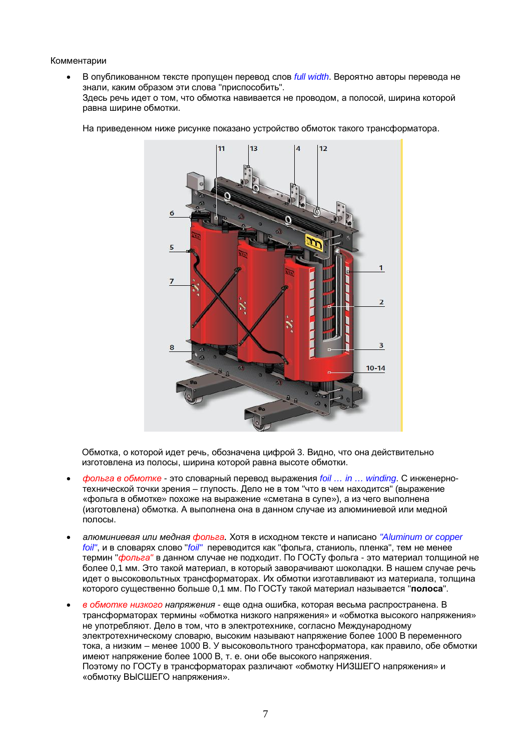Комментарии

- В опубликованном тексте пропущен перевод слов *full width*. Вероятно авторы перевода не знали, каким образом эти слова "приспособить".
  Здесь речь идет о том, что обмотка навивается не проводом, а полосой, ширина которой равна ширине обмотки.

  На приведенном ниже рисунке показано устройство обмоток такого трансформатора.

  Обмотка, о которой идет речь, обозначена цифрой 3. Видно, что она действительно изготовлена из полосы, ширина которой равна высоте обмотки.

- *фольга в обмотке* - это словарный перевод выражения *foil … in … winding*. С инженерно-технической точки зрения – глупость. Дело не в том "что в чем находится" (выражение «фольга в обмотке» похоже на выражение «сметана в супе»), а из чего выполнена (изготовлена) обмотка. А выполнена она в данном случае из алюминиевой или медной полосы.

- *алюминиевая или медная фольга*. Хотя в исходном тексте и написано *"Aluminum or copper foil"*, и в словарях слово "*foil*" переводится как "фольга, станиоль, пленка", тем не менее термин "*фольга*" в данном случае не подходит. По ГОСТу фольга - это материал толщиной не более 0,1 мм. Это такой материал, в который заворачивают шоколадки. В нашем случае речь идет о высоковольтных трансформаторах. Их обмотки изготавливают из материала, толщина которого существенно больше 0,1 мм. По ГОСТу такой материал называется "**полоса**".

- *в обмотке низкого напряжения* - еще одна ошибка, которая весьма распространена. В трансформаторах термины «обмотка низкого напряжения» и «обмотка высокого напряжения» не употребляют. Дело в том, что в электротехнике, согласно Международному электротехническому словарю, высоким называют напряжение более 1000 В переменного тока, а низким – менее 1000 В. У высоковольтного трансформатора, как правило, обе обмотки имеют напряжение более 1000 В, т. е. они обе высокого напряжения.
  Поэтому по ГОСТу в трансформаторах различают «обмотку НИЗШЕГО напряжения» и «обмотку ВЫСШЕГО напряжения».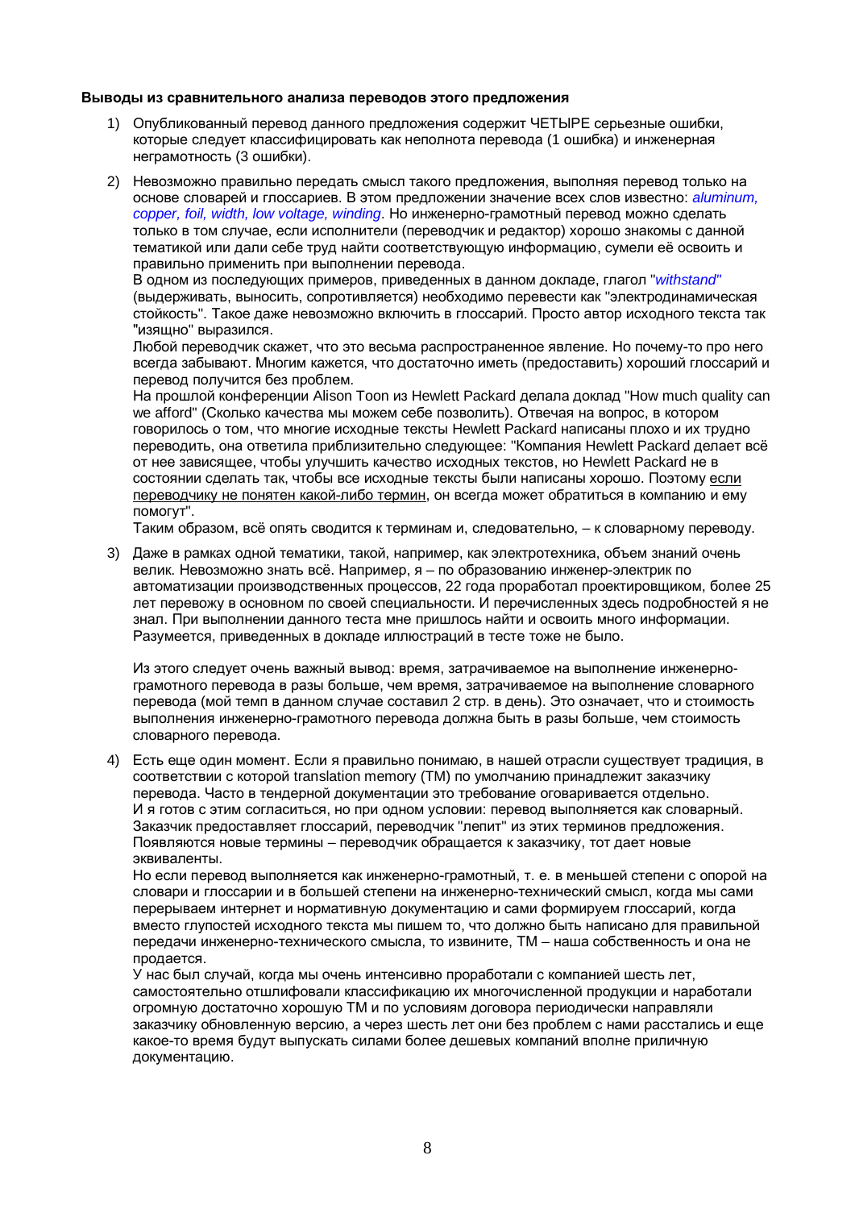**Выводы из сравнительного анализа переводов этого предложения**

1) Опубликованный перевод данного предложения содержит ЧЕТЫРЕ серьезные ошибки, которые следует классифицировать как неполнота перевода (1 ошибка) и инженерная неграмотность (3 ошибки).

2) Невозможно правильно передать смысл такого предложения, выполняя перевод только на основе словарей и глоссариев. В этом предложении значение всех слов известно: *aluminum, copper, foil, width, low voltage, winding*. Но инженерно-грамотный перевод можно сделать только в том случае, если исполнители (переводчик и редактор) хорошо знакомы с данной тематикой или дали себе труд найти соответствующую информацию, сумели её освоить и правильно применить при выполнении перевода.
   В одном из последующих примеров, приведенных в данном докладе, глагол "*withstand*" (выдерживать, выносить, сопротивляется) необходимо перевести как "электродинамическая стойкость". Такое даже невозможно включить в глоссарий. Просто автор исходного текста так "изящно" выразился.
   Любой переводчик скажет, что это весьма распространенное явление. Но почему-то про него всегда забывают. Многим кажется, что достаточно иметь (предоставить) хороший глоссарий и перевод получится без проблем.
   На прошлой конференции Alison Toon из Hewlett Packard делала доклад "How much quality can we afford" (Сколько качества мы можем себе позволить). Отвечая на вопрос, в котором говорилось о том, что многие исходные тексты Hewlett Packard написаны плохо и их трудно переводить, она ответила приблизительно следующее: "Компания Hewlett Packard делает всё от нее зависящее, чтобы улучшить качество исходных текстов, но Hewlett Packard не в состоянии сделать так, чтобы все исходные тексты были написаны хорошо. Поэтому <u>если переводчику не понятен какой-либо термин</u>, он всегда может обратиться в компанию и ему помогут".
   Таким образом, всё опять сводится к терминам и, следовательно, – к словарному переводу.

3) Даже в рамках одной тематики, такой, например, как электротехника, объем знаний очень велик. Невозможно знать всё. Например, я – по образованию инженер-электрик по автоматизации производственных процессов, 22 года проработал проектировщиком, более 25 лет перевожу в основном по своей специальности. И перечисленных здесь подробностей я не знал. При выполнении данного теста мне пришлось найти и освоить много информации. Разумеется, приведенных в докладе иллюстраций в тесте тоже не было.

   Из этого следует очень важный вывод: время, затрачиваемое на выполнение инженерно-грамотного перевода в разы больше, чем время, затрачиваемое на выполнение словарного перевода (мой темп в данном случае составил 2 стр. в день). Это означает, что и стоимость выполнения инженерно-грамотного перевода должна быть в разы больше, чем стоимость словарного перевода.

4) Есть еще один момент. Если я правильно понимаю, в нашей отрасли существует традиция, в соответствии с которой translation memory (TM) по умолчанию принадлежит заказчику перевода. Часто в тендерной документации это требование оговаривается отдельно.
   И я готов с этим согласиться, но при одном условии: перевод выполняется как словарный. Заказчик предоставляет глоссарий, переводчик "лепит" из этих терминов предложения. Появляются новые термины – переводчик обращается к заказчику, тот дает новые эквиваленты.
   Но если перевод выполняется как инженерно-грамотный, т. е. в меньшей степени с опорой на словари и глоссарии и в большей степени на инженерно-технический смысл, когда мы сами перерываем интернет и нормативную документацию и сами формируем глоссарий, когда вместо глупостей исходного текста мы пишем то, что должно быть написано для правильной передачи инженерно-технического смысла, то извините, TM – наша собственность и она не продается.
   У нас был случай, когда мы очень интенсивно проработали с компанией шесть лет, самостоятельно отшлифовали классификацию их многочисленной продукции и наработали огромную достаточно хорошую TM и по условиям договора периодически направляли заказчику обновленную версию, а через шесть лет они без проблем с нами расстались и еще какое-то время будут выпускать силами более дешевых компаний вполне приличную документацию.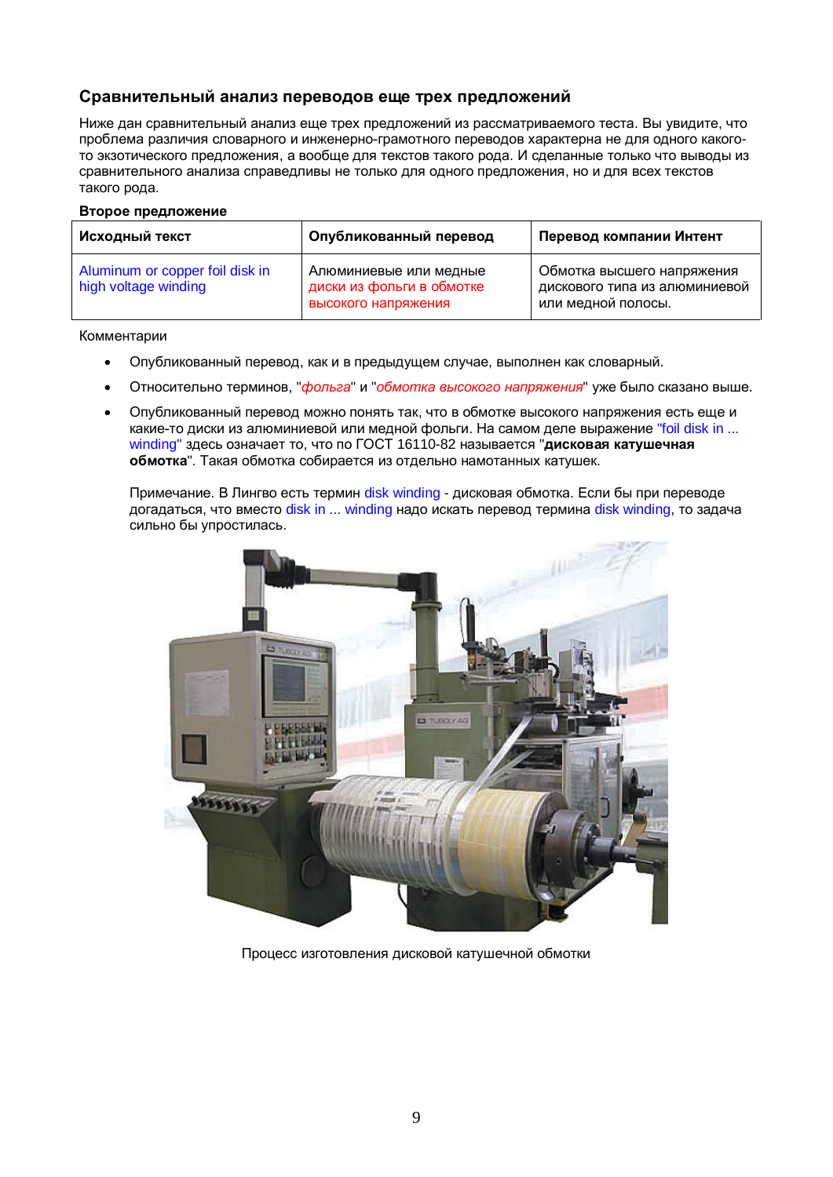## Сравнительный анализ переводов еще трех предложений

Ниже дан сравнительный анализ еще трех предложений из рассматриваемого теста. Вы увидите, что проблема различия словарного и инженерно-грамотного переводов характерна не для одного какого-то экзотического предложения, а вообще для текстов такого рода. И сделанные только что выводы из сравнительного анализа справедливы не только для одного предложения, но и для всех текстов такого рода.

**Второе предложение**

| **Исходный текст** | **Опубликованный перевод** | **Перевод компании Интент** |
|---|---|---|
| Aluminum or copper foil disk in high voltage winding | Алюминиевые или медные диски из фольги в обмотке высокого напряжения | Обмотка высшего напряжения дискового типа из алюминиевой или медной полосы. |

Комментарии

- Опубликованный перевод, как и в предыдущем случае, выполнен как словарный.
- Относительно терминов, "*фольга*" и "*обмотка высокого напряжения*" уже было сказано выше.
- Опубликованный перевод можно понять так, что в обмотке высокого напряжения есть еще и какие-то диски из алюминиевой или медной фольги. На самом деле выражение "foil disk in ... winding" здесь означает то, что по ГОСТ 16110-82 называется "**дисковая катушечная обмотка**". Такая обмотка собирается из отдельно намотанных катушек.

  Примечание. В Лингво есть термин disk winding - дисковая обмотка. Если бы при переводе догадаться, что вместо disk in ... winding надо искать перевод термина disk winding, то задача сильно бы упростилась.

Процесс изготовления дисковой катушечной обмотки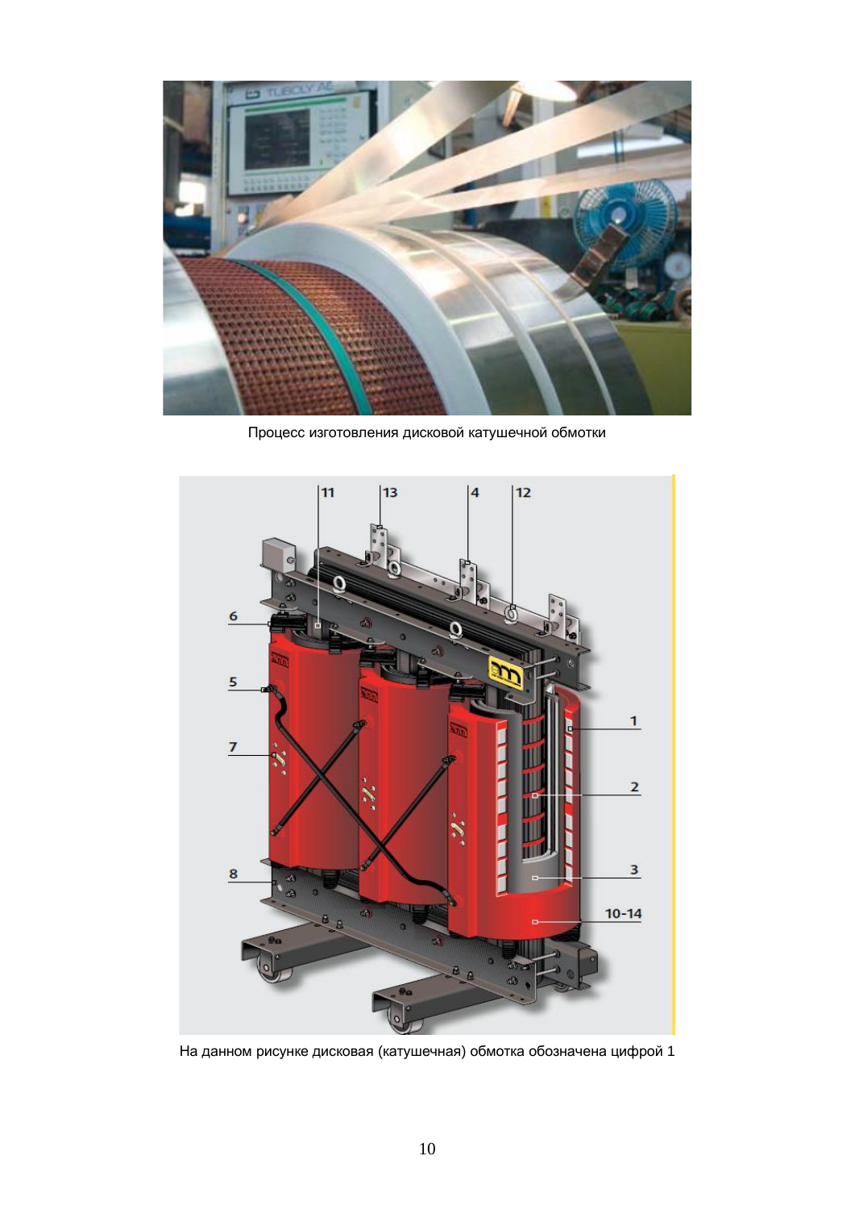Процесс изготовления дисковой катушечной обмотки

На данном рисунке дисковая (катушечная) обмотка обозначена цифрой 1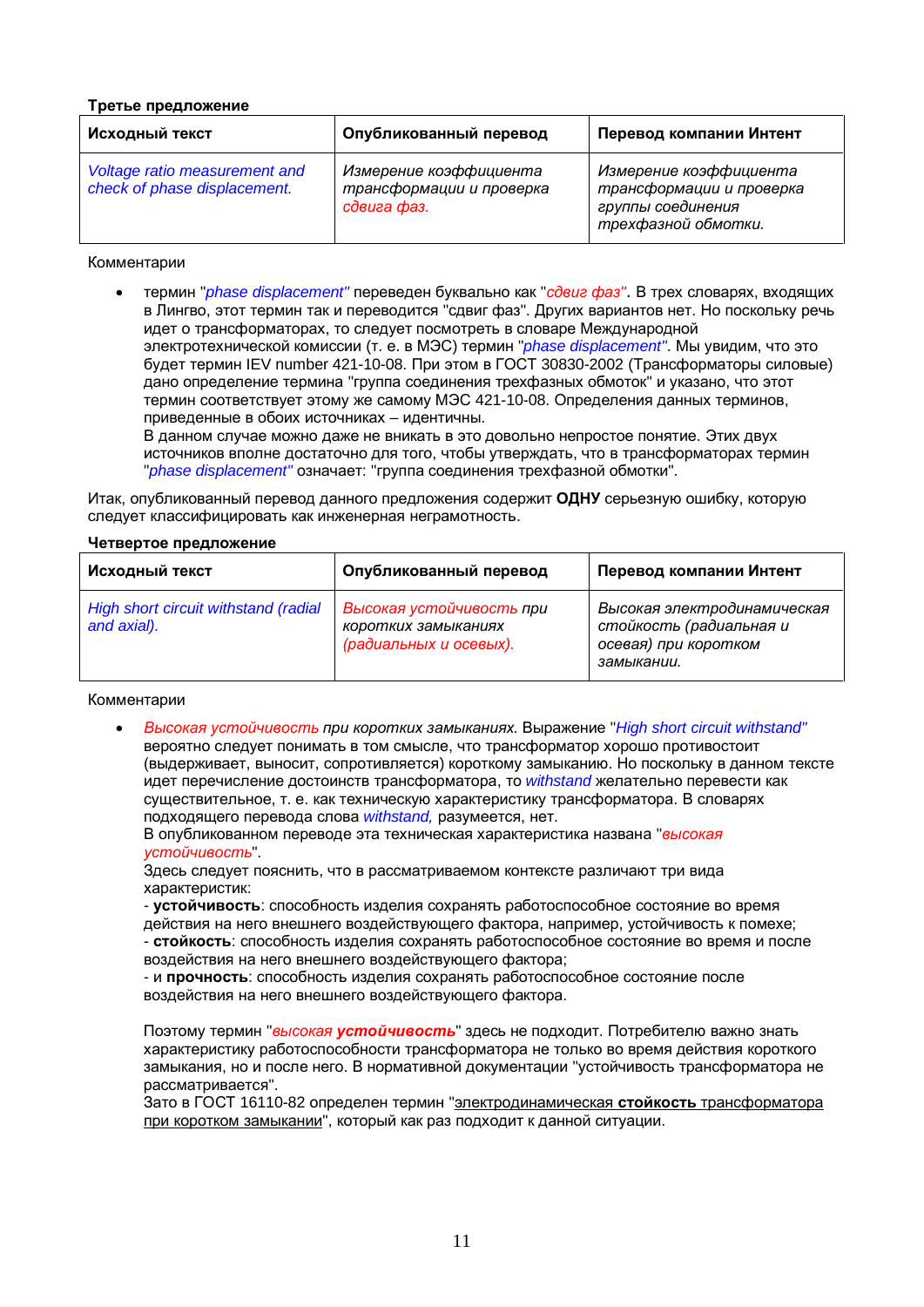**Третье предложение**

| Исходный текст | Опубликованный перевод | Перевод компании Интент |
|---|---|---|
| *Voltage ratio measurement and check of phase displacement.* | *Измерение коэффициента трансформации и проверка сдвига фаз.* | *Измерение коэффициента трансформации и проверка группы соединения трехфазной обмотки.* |

Комментарии

- термин "*phase displacement*" переведен буквально как "*сдвиг фаз*". В трех словарях, входящих в Лингво, этот термин так и переводится "сдвиг фаз". Других вариантов нет. Но поскольку речь идет о трансформаторах, то следует посмотреть в словаре Международной электротехнической комиссии (т. е. в МЭС) термин "*phase displacement*". Мы увидим, что это будет термин IEV number 421-10-08. При этом в ГОСТ 30830-2002 (Трансформаторы силовые) дано определение термина "группа соединения трехфазных обмоток" и указано, что этот термин соответствует этому же самому МЭС 421-10-08. Определения данных терминов, приведенные в обоих источниках – идентичны.
  В данном случае можно даже не вникать в это довольно непростое понятие. Этих двух источников вполне достаточно для того, чтобы утверждать, что в трансформаторах термин "*phase displacement*" означает: "группа соединения трехфазной обмотки".

Итак, опубликованный перевод данного предложения содержит **ОДНУ** серьезную ошибку, которую следует классифицировать как инженерная неграмотность.

**Четвертое предложение**

| Исходный текст | Опубликованный перевод | Перевод компании Интент |
|---|---|---|
| *High short circuit withstand (radial and axial).* | *Высокая устойчивость при коротких замыканиях (радиальных и осевых).* | *Высокая электродинамическая стойкость (радиальная и осевая) при коротком замыкании.* |

Комментарии

- *Высокая устойчивость при коротких замыканиях.* Выражение "*High short circuit withstand*" вероятно следует понимать в том смысле, что трансформатор хорошо противостоит (выдерживает, выносит, сопротивляется) короткому замыканию. Но поскольку в данном тексте идет перечисление достоинств трансформатора, то *withstand* желательно перевести как существительное, т. е. как техническую характеристику трансформатора. В словарях подходящего перевода слова *withstand,* разумеется, нет.
  В опубликованном переводе эта техническая характеристика названа "*высокая устойчивость*".
  Здесь следует пояснить, что в рассматриваемом контексте различают три вида характеристик:
  - **устойчивость**: способность изделия сохранять работоспособное состояние во время действия на него внешнего воздействующего фактора, например, устойчивость к помехе;
  - **стойкость**: способность изделия сохранять работоспособное состояние во время и после воздействия на него внешнего воздействующего фактора;
  - и **прочность**: способность изделия сохранять работоспособное состояние после воздействия на него внешнего воздействующего фактора.

  Поэтому термин "*высокая **устойчивость***" здесь не подходит. Потребителю важно знать характеристику работоспособности трансформатора не только во время действия короткого замыкания, но и после него. В нормативной документации "устойчивость трансформатора не рассматривается".
  Зато в ГОСТ 16110-82 определен термин "электродинамическая **стойкость** трансформатора при коротком замыкании", который как раз подходит к данной ситуации.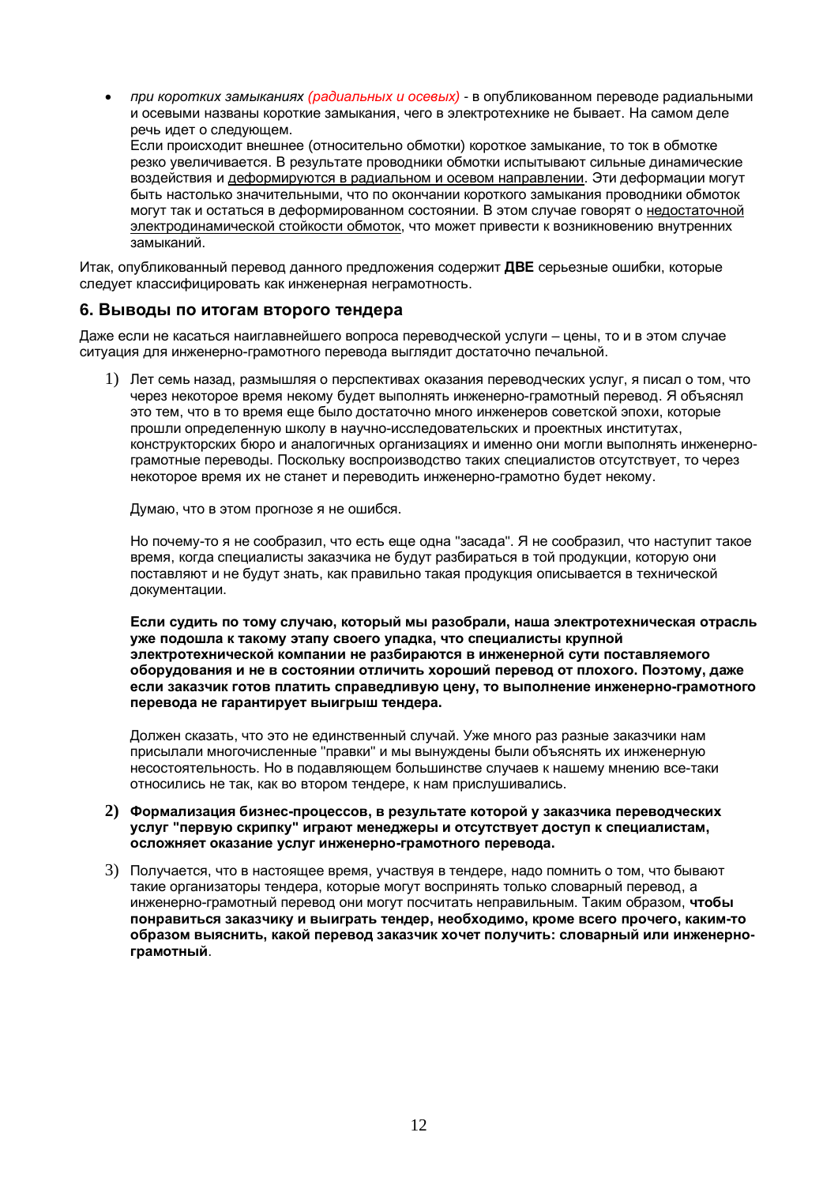- *при коротких замыканиях (радиальных и осевых)* - в опубликованном переводе радиальными и осевыми названы короткие замыкания, чего в электротехнике не бывает. На самом деле речь идет о следующем.
  Если происходит внешнее (относительно обмотки) короткое замыкание, то ток в обмотке резко увеличивается. В результате проводники обмотки испытывают сильные динамические воздействия и деформируются в радиальном и осевом направлении. Эти деформации могут быть настолько значительными, что по окончании короткого замыкания проводники обмоток могут так и остаться в деформированном состоянии. В этом случае говорят о недостаточной электродинамической стойкости обмоток, что может привести к возникновению внутренних замыканий.

Итак, опубликованный перевод данного предложения содержит **ДВЕ** серьезные ошибки, которые следует классифицировать как инженерная неграмотность.

### 6. Выводы по итогам второго тендера

Даже если не касаться наиглавнейшего вопроса переводческой услуги – цены, то и в этом случае ситуация для инженерно-грамотного перевода выглядит достаточно печальной.

1) Лет семь назад, размышляя о перспективах оказания переводческих услуг, я писал о том, что через некоторое время некому будет выполнять инженерно-грамотный перевод. Я объяснял это тем, что в то время еще было достаточно много инженеров советской эпохи, которые прошли определенную школу в научно-исследовательских и проектных институтах, конструкторских бюро и аналогичных организациях и именно они могли выполнять инженерно-грамотные переводы. Поскольку воспроизводство таких специалистов отсутствует, то через некоторое время их не станет и переводить инженерно-грамотно будет некому.

   Думаю, что в этом прогнозе я не ошибся.

   Но почему-то я не сообразил, что есть еще одна "засада". Я не сообразил, что наступит такое время, когда специалисты заказчика не будут разбираться в той продукции, которую они поставляют и не будут знать, как правильно такая продукция описывается в технической документации.

   **Если судить по тому случаю, который мы разобрали, наша электротехническая отрасль уже подошла к такому этапу своего упадка, что специалисты крупной электротехнической компании не разбираются в инженерной сути поставляемого оборудования и не в состоянии отличить хороший перевод от плохого. Поэтому, даже если заказчик готов платить справедливую цену, то выполнение инженерно-грамотного перевода не гарантирует выигрыш тендера.**

   Должен сказать, что это не единственный случай. Уже много раз разные заказчики нам присылали многочисленные "правки" и мы вынуждены были объяснять их инженерную несостоятельность. Но в подавляющем большинстве случаев к нашему мнению все-таки относились не так, как во втором тендере, к нам прислушивались.

2) **Формализация бизнес-процессов, в результате которой у заказчика переводческих услуг "первую скрипку" играют менеджеры и отсутствует доступ к специалистам, осложняет оказание услуг инженерно-грамотного перевода.**

3) Получается, что в настоящее время, участвуя в тендере, надо помнить о том, что бывают такие организаторы тендера, которые могут воспринять только словарный перевод, а инженерно-грамотный перевод они могут посчитать неправильным. Таким образом, **чтобы понравиться заказчику и выиграть тендер, необходимо, кроме всего прочего, каким-то образом выяснить, какой перевод заказчик хочет получить: словарный или инженерно-грамотный**.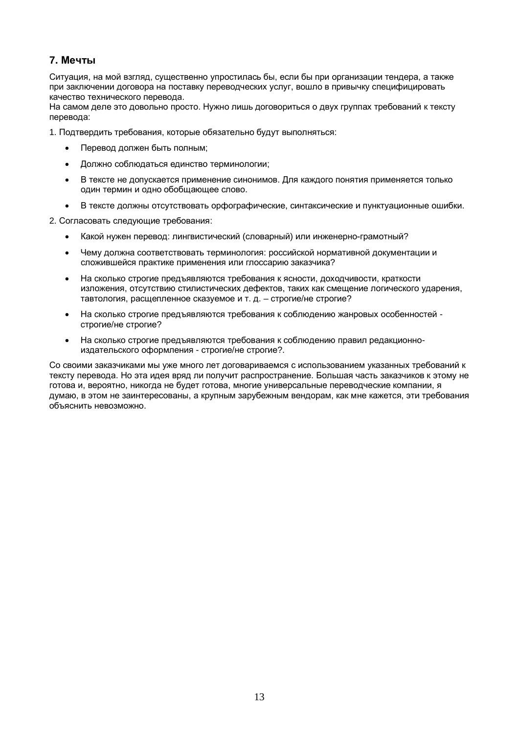## 7. Мечты

Ситуация, на мой взгляд, существенно упростилась бы, если бы при организации тендера, а также при заключении договора на поставку переводческих услуг, вошло в привычку специфицировать качество технического перевода.
На самом деле это довольно просто. Нужно лишь договориться о двух группах требований к тексту перевода:

1. Подтвердить требования, которые обязательно будут выполняться:

- Перевод должен быть полным;
- Должно соблюдаться единство терминологии;
- В тексте не допускается применение синонимов. Для каждого понятия применяется только один термин и одно обобщающее слово.
- В тексте должны отсутствовать орфографические, синтаксические и пунктуационные ошибки.

2. Согласовать следующие требования:

- Какой нужен перевод: лингвистический (словарный) или инженерно-грамотный?
- Чему должна соответствовать терминология: российской нормативной документации и сложившейся практике применения или глоссарию заказчика?
- На сколько строгие предъявляются требования к ясности, доходчивости, краткости изложения, отсутствию стилистических дефектов, таких как смещение логического ударения, тавтология, расщепленное сказуемое и т. д. – строгие/не строгие?
- На сколько строгие предъявляются требования к соблюдению жанровых особенностей - строгие/не строгие?
- На сколько строгие предъявляются требования к соблюдению правил редакционно-издательского оформления - строгие/не строгие?.

Со своими заказчиками мы уже много лет договариваемся с использованием указанных требований к тексту перевода. Но эта идея вряд ли получит распространение. Большая часть заказчиков к этому не готова и, вероятно, никогда не будет готова, многие универсальные переводческие компании, я думаю, в этом не заинтересованы, а крупным зарубежным вендорам, как мне кажется, эти требования объяснить невозможно.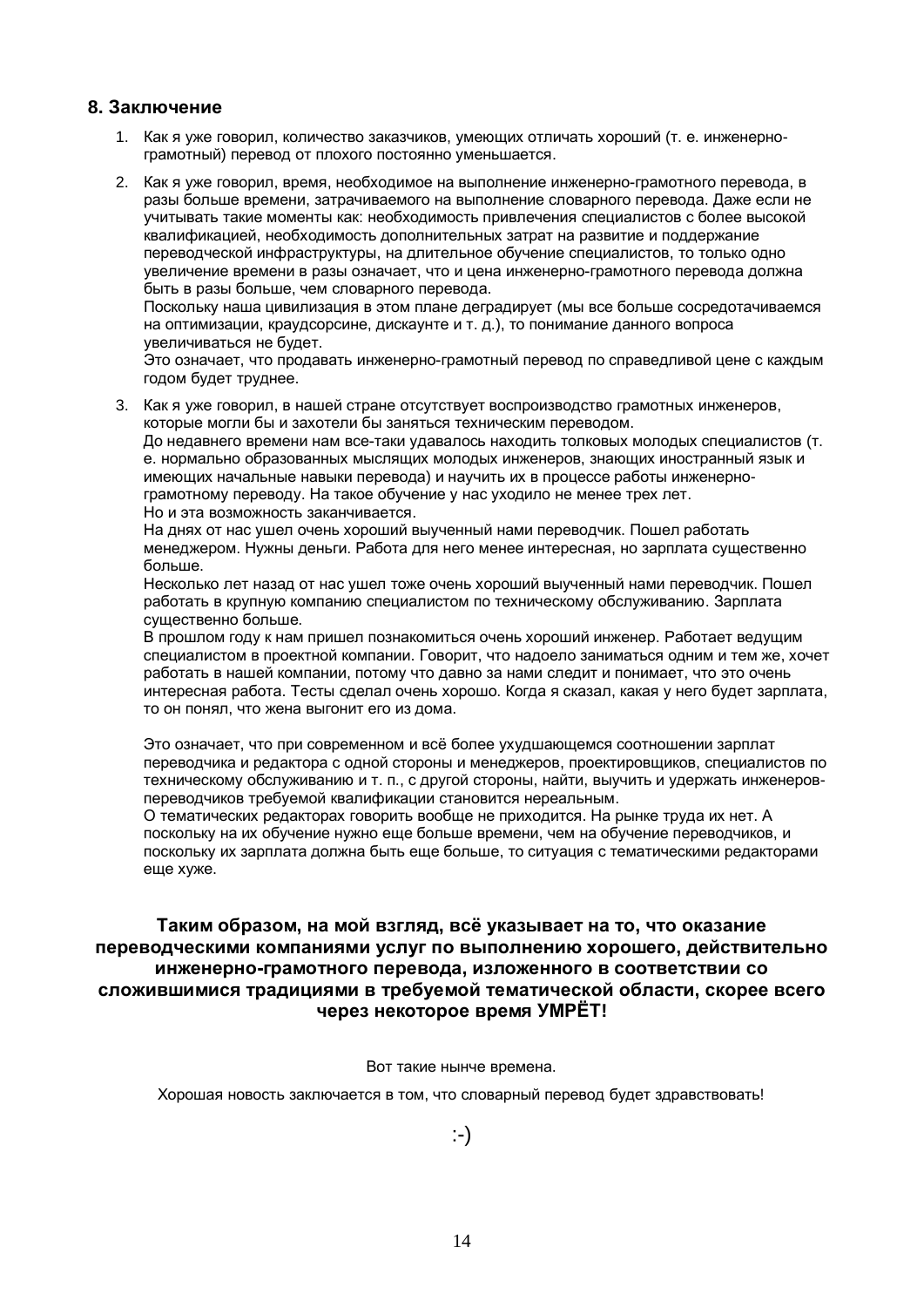## 8. Заключение

1. Как я уже говорил, количество заказчиков, умеющих отличать хороший (т. е. инженерно-грамотный) перевод от плохого постоянно уменьшается.

2. Как я уже говорил, время, необходимое на выполнение инженерно-грамотного перевода, в разы больше времени, затрачиваемого на выполнение словарного перевода. Даже если не учитывать такие моменты как: необходимость привлечения специалистов с более высокой квалификацией, необходимость дополнительных затрат на развитие и поддержание переводческой инфраструктуры, на длительное обучение специалистов, то только одно увеличение времени в разы означает, что и цена инженерно-грамотного перевода должна быть в разы больше, чем словарного перевода.
   Поскольку наша цивилизация в этом плане деградирует (мы все больше сосредотачиваемся на оптимизации, краудсорсине, дискаунте и т. д.), то понимание данного вопроса увеличиваться не будет.
   Это означает, что продавать инженерно-грамотный перевод по справедливой цене с каждым годом будет труднее.

3. Как я уже говорил, в нашей стране отсутствует воспроизводство грамотных инженеров, которые могли бы и захотели бы заняться техническим переводом.
   До недавнего времени нам все-таки удавалось находить толковых молодых специалистов (т. е. нормально образованных мыслящих молодых инженеров, знающих иностранный язык и имеющих начальные навыки перевода) и научить их в процессе работы инженерно-грамотному переводу. На такое обучение у нас уходило не менее трех лет.
   Но и эта возможность заканчивается.
   На днях от нас ушел очень хороший выученный нами переводчик. Пошел работать менеджером. Нужны деньги. Работа для него менее интересная, но зарплата существенно больше.
   Несколько лет назад от нас ушел тоже очень хороший выученный нами переводчик. Пошел работать в крупную компанию специалистом по техническому обслуживанию. Зарплата существенно больше.
   В прошлом году к нам пришел познакомиться очень хороший инженер. Работает ведущим специалистом в проектной компании. Говорит, что надоело заниматься одним и тем же, хочет работать в нашей компании, потому что давно за нами следит и понимает, что это очень интересная работа. Тесты сделал очень хорошо. Когда я сказал, какая у него будет зарплата, то он понял, что жена выгонит его из дома.

   Это означает, что при современном и всё более ухудшающемся соотношении зарплат переводчика и редактора с одной стороны и менеджеров, проектировщиков, специалистов по техническому обслуживанию и т. п., с другой стороны, найти, выучить и удержать инженеров-переводчиков требуемой квалификации становится нереальным.
   О тематических редакторах говорить вообще не приходится. На рынке труда их нет. А поскольку на их обучение нужно еще больше времени, чем на обучение переводчиков, и поскольку их зарплата должна быть еще больше, то ситуация с тематическими редакторами еще хуже.

**Таким образом, на мой взгляд, всё указывает на то, что оказание переводческими компаниями услуг по выполнению хорошего, действительно инженерно-грамотного перевода, изложенного в соответствии со сложившимися традициями в требуемой тематической области, скорее всего через некоторое время УМРЁТ!**

Вот такие нынче времена.

Хорошая новость заключается в том, что словарный перевод будет здравствовать!

:-)